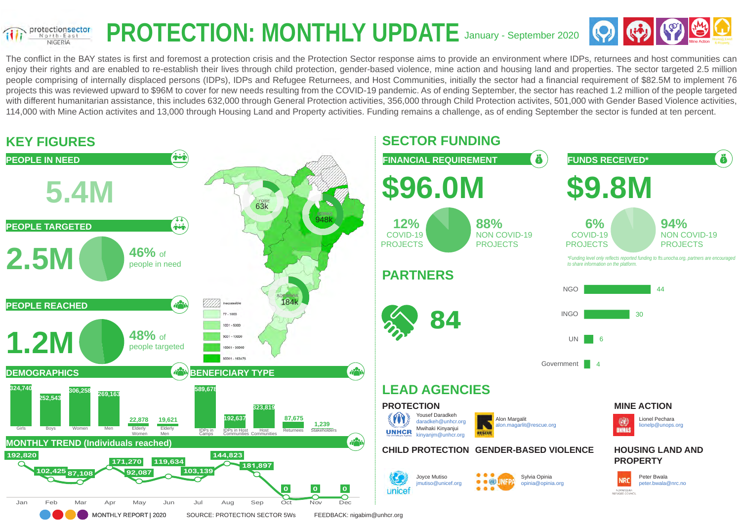protectionsector North-East NIGERIA

# PROTECTION: MONTHLY UPDATE January - September 2020

The conflict in the BAY states is first and foremost a protection crisis and the Protection Sector response aims to provide an environment where IDPs, returnees and host communities can enjoy their rights and are enabled to re-establish their lives through child protection, gender-based violence, mine action and housing land and properties. The sector targeted 2.5 million people comprising of internally displaced persons (IDPs), IDPs and Refugee Returnees, and Host Communities, initially the sector had a financial requirement of $82.5M to implement 76 projects this was reviewed upward to $96M to cover for new needs resulting from the COVID-19 pandemic. As of ending September, the sector has reached 1.2 million of the people targeted with different humanitarian assistance, this includes 632,000 through General Protection activities, 356,000 through Child Protection activites, 501,000 with Gender Based Violence activities, 114,000 with Mine Action activites and 13,000 through Housing Land and Property activities. Funding remains a challenge, as of ending September the sector is funded at ten percent.

## KEY FIGURES

### PEOPLE IN NEED

**5.4M**

### PEOPLE TARGETED

**2.5M** — 46% of people in need

### PEOPLE REACHED

**1.2M** — 48% of people targeted

Map: YOBE 63k; BORNO 948k; ADAMAWA 184k

Legend: Inaccessible; 72 - 1000; 1001 - 5000; 5001 - 10000; 10001 - 50000; 50001 - 163475

### DEMOGRAPHICS

| Girls | Boys | Women | Men | Elderly Women | Elderly Men |
|---|---|---|---|---|---|
| 324,740 | 252,543 | 306,258 | 269,163 | 22,878 | 19,621 |

### BENEFICIARY TYPE

| IDPs in Camps | IDPs in Host Communities | Host Communities | Returnees | Stakeholders |
|---|---|---|---|---|
| 589,678 | 192,637 | 323,819 | 87,675 | 1,239 |

### MONTHLY TREND (Individuals reached)

| Jan | Feb | Mar | Apr | May | Jun | Jul | Aug | Sep | Oct | Nov | Dec |
|---|---|---|---|---|---|---|---|---|---|---|---|
| 192,820 | 102,425 | 87,108 | 171,270 | 92,087 | 119,634 | 103,139 | 144,823 | 181,897 | 0 | 0 | 0 |

## SECTOR FUNDING

### FINANCIAL REQUIREMENT

**$96.0M**

12% COVID-19 PROJECTS; 88% NON COVID-19 PROJECTS

### FUNDS RECEIVED*

**$9.8M**

6% COVID-19 PROJECTS; 94% NON COVID-19 PROJECTS

*Funding level only reflects reported funding to fts.unocha.org, partners are encouraged to share information on the platform.

## PARTNERS

**84**

| Partner type | Number |
|---|---|
| NGO | 44 |
| INGO | 30 |
| UN | 6 |
| Government | 4 |

## LEAD AGENCIES

### PROTECTION

UNHCR — Yousef Daradkeh, daradkeh@unhcr.org; Mwihaki Kinyanjui, kinyanjm@unhcr.org

RESCUE — Alon Margalit, alon.magarlit@rescue.org

### MINE ACTION

UNMAS — Lionel Pechara, lionelp@unops.org

### CHILD PROTECTION

unicef — Joyce Mutiso, jmutiso@unicef.org

### GENDER-BASED VIOLENCE

UNFPA — Sylvia Opinia, opinia@opinia.org

### HOUSING LAND AND PROPERTY

NRC Norwegian Refugee Council — Peter Bwala, peter.bwala@nrc.no

MONTHLY REPORT | 2020 SOURCE: PROTECTION SECTOR 5Ws FEEDBACK: nigabim@unhcr.org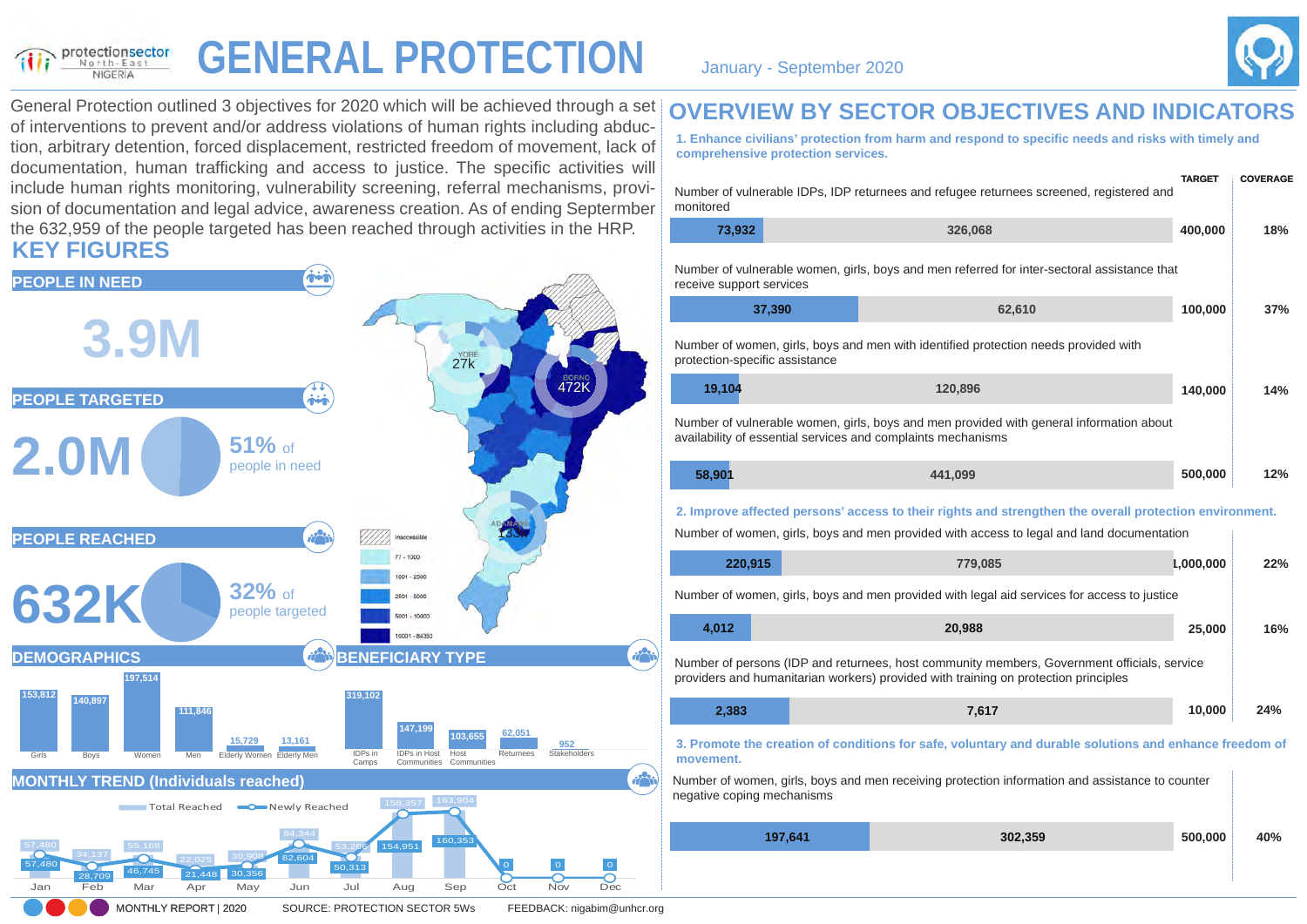# GENERAL PROTECTION

January - September 2020

General Protection outlined 3 objectives for 2020 which will be achieved through a set of interventions to prevent and/or address violations of human rights including abduction, arbitrary detention, forced displacement, restricted freedom of movement, lack of documentation, human trafficking and access to justice. The specific activities will include human rights monitoring, vulnerability screening, referral mechanisms, provision of documentation and legal advice, awareness creation. As of ending Septermber the 632,959 of the people targeted has been reached through activities in the HRP.

## KEY FIGURES

### PEOPLE IN NEED

3.9M

### PEOPLE TARGETED

2.0M — 51% of people in need

### PEOPLE REACHED

632K — 32% of people targeted

Map: YOBE 27k; BORNO 472K; ADAMAWA 133K

Legend: Inaccessible; 77 - 1000; 1001 - 2500; 2501 - 5000; 5001 - 10000; 10001 - 84350

### DEMOGRAPHICS

| Girls | Boys | Women | Men | Elderly Women | Elderly Men |
|---|---|---|---|---|---|
| 153,812 | 140,897 | 197,514 | 111,846 | 15,729 | 13,161 |

### BENEFICIARY TYPE

| IDPs in Camps | IDPs in Host Communities | Host Communities | Returnees | Stakeholders |
|---|---|---|---|---|
| 319,102 | 147,199 | 103,655 | 62,051 | 952 |

### MONTHLY TREND (Individuals reached)

| | Jan | Feb | Mar | Apr | May | Jun | Jul | Aug | Sep | Oct | Nov | Dec |
|---|---|---|---|---|---|---|---|---|---|---|---|---|
| Total Reached | 57,480 | 34,137 | 55,168 | 22,025 | 30,908 | 84,344 | 53,266 | 158,357 | 163,904 | | | |
| Newly Reached | 57,480 | 28,709 | 46,745 | 21,448 | 30,356 | 82,604 | 50,313 | 154,951 | 160,353 | 0 | 0 | 0 |

## OVERVIEW BY SECTOR OBJECTIVES AND INDICATORS

**1. Enhance civilians' protection from harm and respond to specific needs and risks with timely and comprehensive protection services.**

| Indicator | Reached | Gap | TARGET | COVERAGE |
|---|---|---|---|---|
| Number of vulnerable IDPs, IDP returnees and refugee returnees screened, registered and monitored | 73,932 | 326,068 | 400,000 | 18% |
| Number of vulnerable women, girls, boys and men referred for inter-sectoral assistance that receive support services | 37,390 | 62,610 | 100,000 | 37% |
| Number of women, girls, boys and men with identified protection needs provided with protection-specific assistance | 19,104 | 120,896 | 140,000 | 14% |
| Number of vulnerable women, girls, boys and men provided with general information about availability of essential services and complaints mechanisms | 58,901 | 441,099 | 500,000 | 12% |

**2. Improve affected persons' access to their rights and strengthen the overall protection environment.**

| Indicator | Reached | Gap | TARGET | COVERAGE |
|---|---|---|---|---|
| Number of women, girls, boys and men provided with access to legal and land documentation | 220,915 | 779,085 | 1,000,000 | 22% |
| Number of women, girls, boys and men provided with legal aid services for access to justice | 4,012 | 20,988 | 25,000 | 16% |
| Number of persons (IDP and returnees, host community members, Government officials, service providers and humanitarian workers) provided with training on protection principles | 2,383 | 7,617 | 10,000 | 24% |

**3. Promote the creation of conditions for safe, voluntary and durable solutions and enhance freedom of movement.**

| Indicator | Reached | Gap | TARGET | COVERAGE |
|---|---|---|---|---|
| Number of women, girls, boys and men receiving protection information and assistance to counter negative coping mechanisms | 197,641 | 302,359 | 500,000 | 40% |

MONTHLY REPORT | 2020 SOURCE: PROTECTION SECTOR 5Ws FEEDBACK: nigabim@unhcr.org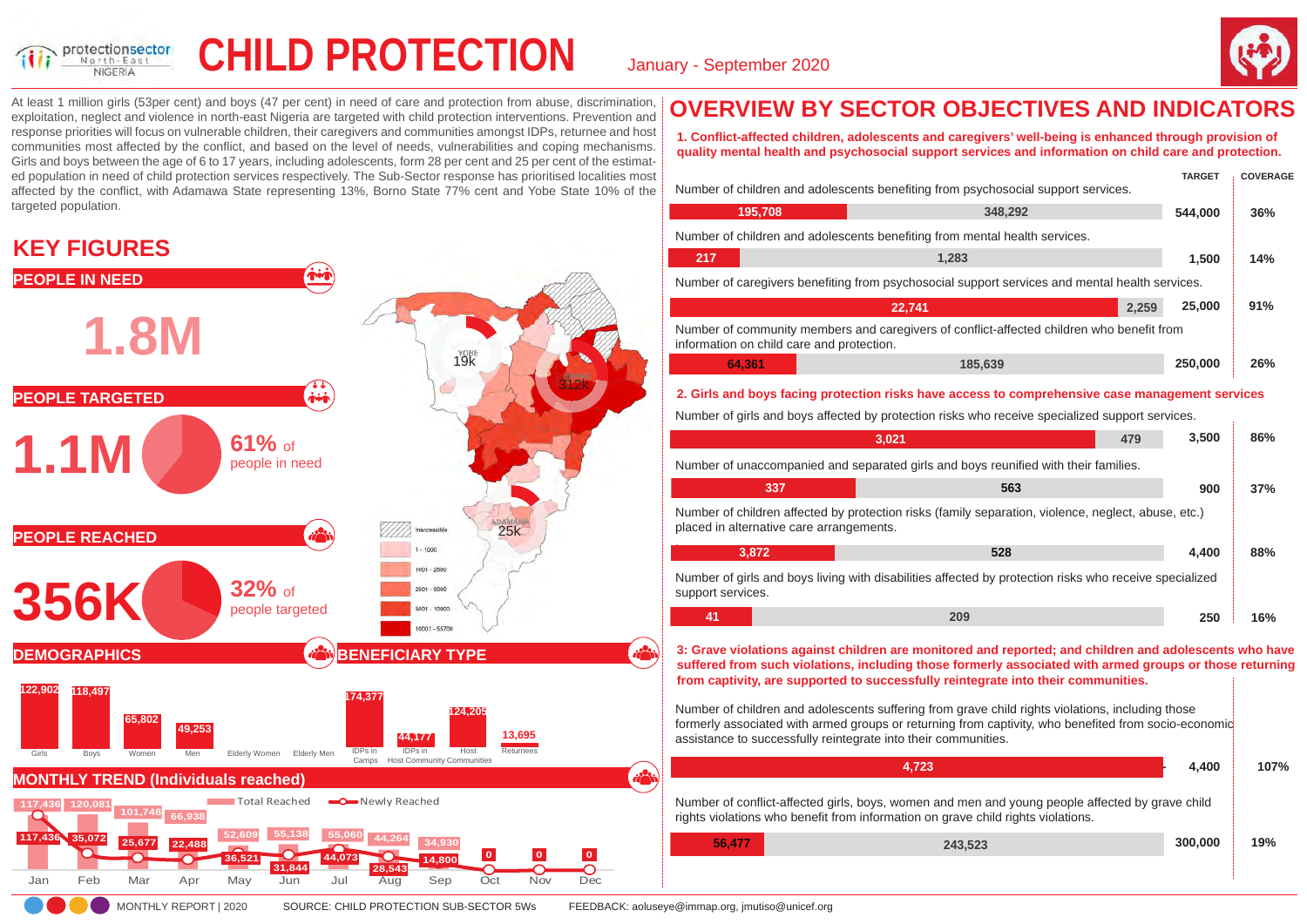# CHILD PROTECTION

January - September 2020

At least 1 million girls (53per cent) and boys (47 per cent) in need of care and protection from abuse, discrimination, exploitation, neglect and violence in north-east Nigeria are targeted with child protection interventions. Prevention and response priorities will focus on vulnerable children, their caregivers and communities amongst IDPs, returnee and host communities most affected by the conflict, and based on the level of needs, vulnerabilities and coping mechanisms. Girls and boys between the age of 6 to 17 years, including adolescents, form 28 per cent and 25 per cent of the estimated population in need of child protection services respectively. The Sub-Sector response has prioritised localities most affected by the conflict, with Adamawa State representing 13%, Borno State 77% cent and Yobe State 10% of the targeted population.

## KEY FIGURES

### PEOPLE IN NEED

**1.8M**

### PEOPLE TARGETED

**1.1M** — 61% of people in need

### PEOPLE REACHED

**356K** — 32% of people targeted

Map: Yobe 19k; Borno 312k; Adamawa 25k. Legend: Inaccessible; 1 - 1000; 1001 - 2500; 2501 - 5000; 5001 - 10000; 10001 - 53709

### DEMOGRAPHICS

| Girls | Boys | Women | Men | Elderly Women | Elderly Men |
|---|---|---|---|---|---|
| 122,902 | 118,497 | 65,802 | 49,253 | | |

### BENEFICIARY TYPE

| IDPs in Camps | IDPs in Host Community | Host Communities | Returnees |
|---|---|---|---|
| 174,377 | 44,177 | 124,205 | 13,695 |

### MONTHLY TREND (Individuals reached)

| | Jan | Feb | Mar | Apr | May | Jun | Jul | Aug | Sep | Oct | Nov | Dec |
|---|---|---|---|---|---|---|---|---|---|---|---|---|
| Total Reached | 117,436 | 120,081 | 101,748 | 66,938 | 52,609 | 55,138 | 55,060 | 44,264 | 34,930 | | | |
| Newly Reached | 117,436 | 35,072 | 25,677 | 22,488 | 36,521 | 31,844 | 44,073 | 28,543 | 14,800 | 0 | 0 | 0 |

## OVERVIEW BY SECTOR OBJECTIVES AND INDICATORS

**1. Conflict-affected children, adolescents and caregivers' well-being is enhanced through provision of quality mental health and psychosocial support services and information on child care and protection.**

| Indicator | Reached | Remaining | TARGET | COVERAGE |
|---|---|---|---|---|
| Number of children and adolescents benefiting from psychosocial support services. | 195,708 | 348,292 | 544,000 | 36% |
| Number of children and adolescents benefiting from mental health services. | 217 | 1,283 | 1,500 | 14% |
| Number of caregivers benefiting from psychosocial support services and mental health services. | 22,741 | 2,259 | 25,000 | 91% |
| Number of community members and caregivers of conflict-affected children who benefit from information on child care and protection. | 64,361 | 185,639 | 250,000 | 26% |

**2. Girls and boys facing protection risks have access to comprehensive case management services**

| Indicator | Reached | Remaining | TARGET | COVERAGE |
|---|---|---|---|---|
| Number of girls and boys affected by protection risks who receive specialized support services. | 3,021 | 479 | 3,500 | 86% |
| Number of unaccompanied and separated girls and boys reunified with their families. | 337 | 563 | 900 | 37% |
| Number of children affected by protection risks (family separation, violence, neglect, abuse, etc.) placed in alternative care arrangements. | 3,872 | 528 | 4,400 | 88% |
| Number of girls and boys living with disabilities affected by protection risks who receive specialized support services. | 41 | 209 | 250 | 16% |

**3: Grave violations against children are monitored and reported; and children and adolescents who have suffered from such violations, including those formerly associated with armed groups or those returning from captivity, are supported to successfully reintegrate into their communities.**

| Indicator | Reached | Remaining | TARGET | COVERAGE |
|---|---|---|---|---|
| Number of children and adolescents suffering from grave child rights violations, including those formerly associated with armed groups or returning from captivity, who benefited from socio-economic assistance to successfully reintegrate into their communities. | 4,723 | | 4,400 | 107% |
| Number of conflict-affected girls, boys, women and men and young people affected by grave child rights violations who benefit from information on grave child rights violations. | 56,477 | 243,523 | 300,000 | 19% |

MONTHLY REPORT | 2020 SOURCE: CHILD PROTECTION SUB-SECTOR 5Ws FEEDBACK: aoluseye@immap.org, jmutiso@unicef.org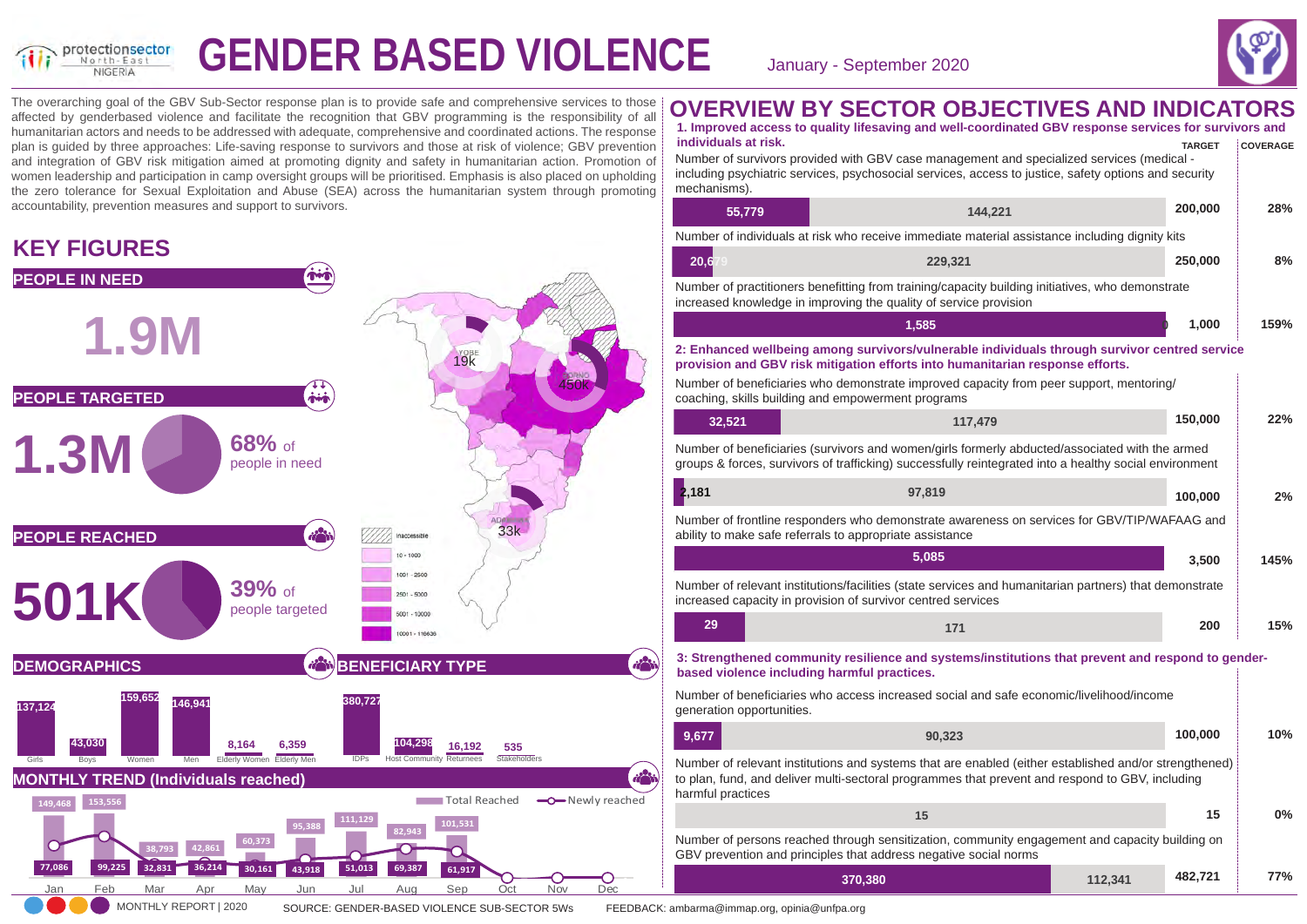# GENDER BASED VIOLENCE

January - September 2020

The overarching goal of the GBV Sub-Sector response plan is to provide safe and comprehensive services to those affected by genderbased violence and facilitate the recognition that GBV programming is the responsibility of all humanitarian actors and needs to be addressed with adequate, comprehensive and coordinated actions. The response plan is guided by three approaches: Life-saving response to survivors and those at risk of violence; GBV prevention and integration of GBV risk mitigation aimed at promoting dignity and safety in humanitarian action. Promotion of women leadership and participation in camp oversight groups will be prioritised. Emphasis is also placed on upholding the zero tolerance for Sexual Exploitation and Abuse (SEA) across the humanitarian system through promoting accountability, prevention measures and support to survivors.

## KEY FIGURES

### PEOPLE IN NEED

**1.9M**

### PEOPLE TARGETED

**1.3M** — **68%** of people in need

### PEOPLE REACHED

**501K** — **39%** of people targeted

Map: YOBE 19k; BORNO 450k; ADAMAWA 33k

Legend: Inaccessible; 10 - 1000; 1001 - 2500; 2501 - 5000; 5001 - 10000; 10001 - 116636

### DEMOGRAPHICS

| Girls | Boys | Women | Men | Elderly Women | Elderly Men |
|---|---|---|---|---|---|
| 137,124 | 43,030 | 159,652 | 146,941 | 8,164 | 6,359 |

### BENEFICIARY TYPE

| IDPs | Host Community | Returnees | Stakeholders |
|---|---|---|---|
| 380,727 | 104,298 | 16,192 | 535 |

### MONTHLY TREND (Individuals reached)

| Month | Total Reached | Newly reached |
|---|---|---|
| Jan | 149,468 | 77,086 |
| Feb | 153,556 | 99,225 |
| Mar | 38,793 | 32,831 |
| Apr | 42,861 | 36,214 |
| May | 60,373 | 30,161 |
| Jun | 95,388 | 43,918 |
| Jul | 111,129 | 51,013 |
| Aug | 82,943 | 69,387 |
| Sep | 101,531 | 61,917 |
| Oct | | |
| Nov | | |
| Dec | | |

## OVERVIEW BY SECTOR OBJECTIVES AND INDICATORS

| Indicator | Reached | Gap | TARGET | COVERAGE |
|---|---|---|---|---|
| **1. Improved access to quality lifesaving and well-coordinated GBV response services for survivors and individuals at risk.** | | | | |
| Number of survivors provided with GBV case management and specialized services (medical - including psychiatric services, psychosocial services, access to justice, safety options and security mechanisms). | 55,779 | 144,221 | 200,000 | 28% |
| Number of individuals at risk who receive immediate material assistance including dignity kits | 20,679 | 229,321 | 250,000 | 8% |
| Number of practitioners benefitting from training/capacity building initiatives, who demonstrate increased knowledge in improving the quality of service provision | 1,585 | 0 | 1,000 | 159% |
| **2: Enhanced wellbeing among survivors/vulnerable individuals through survivor centred service provision and GBV risk mitigation efforts into humanitarian response efforts.** | | | | |
| Number of beneficiaries who demonstrate improved capacity from peer support, mentoring/ coaching, skills building and empowerment programs | 32,521 | 117,479 | 150,000 | 22% |
| Number of beneficiaries (survivors and women/girls formerly abducted/associated with the armed groups & forces, survivors of trafficking) successfully reintegrated into a healthy social environment | 2,181 | 97,819 | 100,000 | 2% |
| Number of frontline responders who demonstrate awareness on services for GBV/TIP/WAFAAG and ability to make safe referrals to appropriate assistance | 5,085 | | 3,500 | 145% |
| Number of relevant institutions/facilities (state services and humanitarian partners) that demonstrate increased capacity in provision of survivor centred services | 29 | 171 | 200 | 15% |
| **3: Strengthened community resilience and systems/institutions that prevent and respond to gender-based violence including harmful practices.** | | | | |
| Number of beneficiaries who access increased social and safe economic/livelihood/income generation opportunities. | 9,677 | 90,323 | 100,000 | 10% |
| Number of relevant institutions and systems that are enabled (either established and/or strengthened) to plan, fund, and deliver multi-sectoral programmes that prevent and respond to GBV, including harmful practices | | 15 | 15 | 0% |
| Number of persons reached through sensitization, community engagement and capacity building on GBV prevention and principles that address negative social norms | 370,380 | 112,341 | 482,721 | 77% |

MONTHLY REPORT | 2020 SOURCE: GENDER-BASED VIOLENCE SUB-SECTOR 5Ws FEEDBACK: ambarma@immap.org, opinia@unfpa.org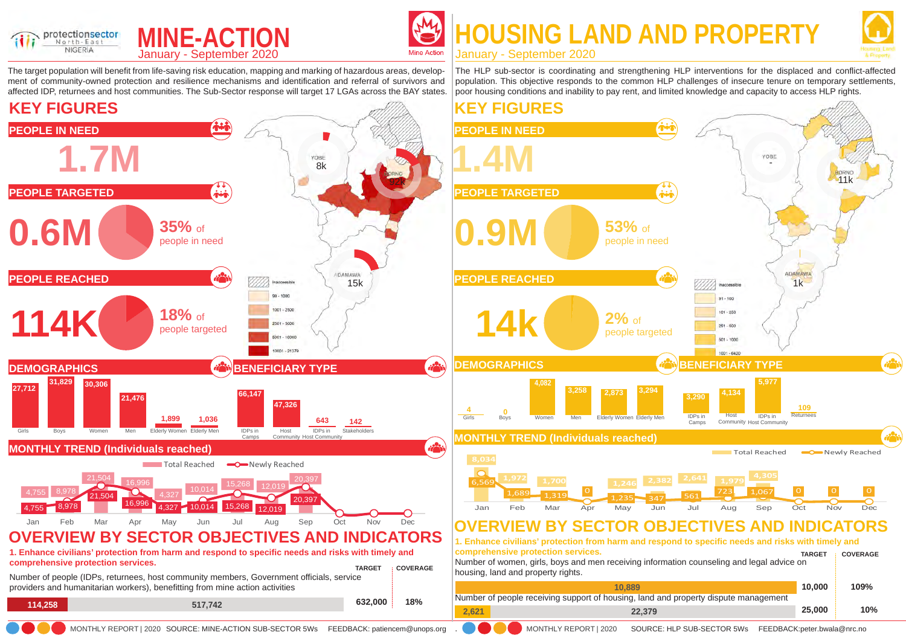protectionsector North-East NIGERIA

# MINE-ACTION

January - September 2020

Mine Action

The target population will benefit from life-saving risk education, mapping and marking of hazardous areas, development of community-owned protection and resilience mechanisms and identification and referral of survivors and affected IDP, returnees and host communities. The Sub-Sector response will target 17 LGAs across the BAY states.

## KEY FIGURES

### PEOPLE IN NEED

1.7M

### PEOPLE TARGETED

0.6M

35% of people in need

### PEOPLE REACHED

114K

18% of people targeted

YOBE 8k
BORNO 92k
ADAMAWA 15k

Inaccessible
99 - 1000
1001 - 2500
2501 - 5000
5001 - 10000
10001 - 21379

### DEMOGRAPHICS

27,712 Girls
31,829 Boys
30,306 Women
21,476 Men
1,899 Elderly Women
1,036 Elderly Men

### BENEFICIARY TYPE

66,147 IDPs in Camps
47,326 Host Community
643 IDPs in Host Community
142 Stakeholders

### MONTHLY TREND (Individuals reached)

Total Reached — Newly Reached

Jan 4,755 / 4,755
Feb 8,978 / 8,978
Mar 21,504 / 21,504
Apr 16,996 / 16,996
May 4,327 / 4,327
Jun 10,014 / 10,014
Jul 15,268 / 15,268
Aug 12,019 / 12,019
Sep 20,397 / 20,397
Oct
Nov
Dec

## OVERVIEW BY SECTOR OBJECTIVES AND INDICATORS

**1. Enhance civilians' protection from harm and respond to specific needs and risks with timely and comprehensive protection services.**

| Indicator | | TARGET | COVERAGE |
|---|---|---|---|
| Number of people (IDPs, returnees, host community members, Government officials, service providers and humanitarian workers), benefitting from mine action activities | 114,258 / 517,742 | 632,000 | 18% |

MONTHLY REPORT | 2020 SOURCE: MINE-ACTION SUB-SECTOR 5Ws FEEDBACK: patiencem@unops.org

# HOUSING LAND AND PROPERTY

January - September 2020

Housing Land & Property

The HLP sub-sector is coordinating and strengthening HLP interventions for the displaced and conflict-affected population. This objective responds to the common HLP challenges of insecure tenure on temporary settlements, poor housing conditions and inability to pay rent, and limited knowledge and capacity to access HLP rights.

## KEY FIGURES

### PEOPLE IN NEED

1.4M

### PEOPLE TARGETED

0.9M

53% of people in need

### PEOPLE REACHED

14k

2% of people targeted

YOBE -
BORNO 11k
ADAMAWA 1k

Inaccessible
91 - 100
101 - 250
251 - 500
501 - 1000
1001 - 6420

### DEMOGRAPHICS

4 Girls
0 Boys
4,082 Women
3,258 Men
2,873 Elderly Women
3,294 Elderly Men

### BENEFICIARY TYPE

3,290 IDPs in Camps
4,134 Host Community
5,977 IDPs in Host Community
109 Returnees

### MONTHLY TREND (Individuals reached)

Total Reached — Newly Reached

Jan 8,034 / 6,569
Feb 1,972 / 1,689
Mar 1,700 / 1,319
Apr 0
May 1,246 / 1,235
Jun 2,382 / 347
Jul 2,641 / 561
Aug 1,979 / 723
Sep 4,305 / 1,067
Oct 0
Nov 0
Dec 0

## OVERVIEW BY SECTOR OBJECTIVES AND INDICATORS

**1. Enhance civilians' protection from harm and respond to specific needs and risks with timely and comprehensive protection services.**

| Indicator | | TARGET | COVERAGE |
|---|---|---|---|
| Number of women, girls, boys and men receiving information counseling and legal advice on housing, land and property rights. | 10,889 | 10,000 | 109% |
| Number of people receiving support of housing, land and property dispute management | 2,621 / 22,379 | 25,000 | 10% |

MONTHLY REPORT | 2020 SOURCE: HLP SUB-SECTOR 5Ws FEEDBACK:peter.bwala@nrc.no